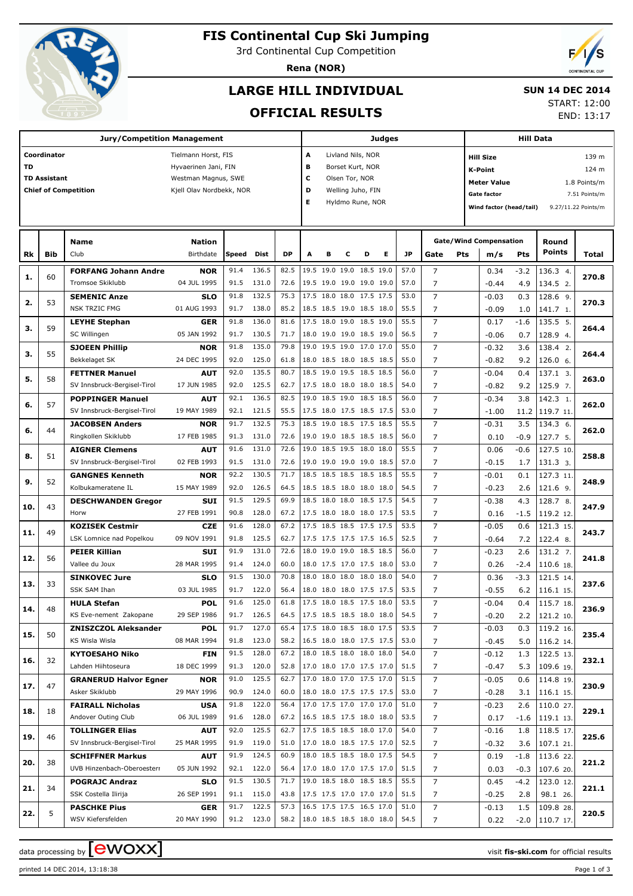# FIS Continental Cup Ski Jumping

3rd Continental Cup Competition

**Rena (NOR)**

## LARGE HILL INDIVIDUAL

## OFFICIAL RESULTS

**SUN 14 DEC 2014**

START: 12:00

END: 13:17

| Jury/Competition Management | |
|---|---|
| Coordinator | Tielmann Horst, FIS |
| TD | Hyvaerinen Jani, FIN |
| TD Assistant | Westman Magnus, SWE |
| Chief of Competition | Kjell Olav Nordbekk, NOR |

| Judges | |
|---|---|
| A | Livland Nils, NOR |
| B | Borset Kurt, NOR |
| C | Olsen Tor, NOR |
| D | Welling Juho, FIN |
| E | Hyldmo Rune, NOR |

| Hill Data | |
|---|---|
| Hill Size | 139 m |
| K-Point | 124 m |
| Meter Value | 1.8 Points/m |
| Gate factor | 7.51 Points/m |
| Wind factor (head/tail) | 9.27/11.22 Points/m |

| Rk | Bib | Name / Club | Nation / Birthdate | Speed | Dist | DP | A | B | C | D | E | JP | Gate | Pts | m/s | Pts | Round Points | Total |
|---|---|---|---|---|---|---|---|---|---|---|---|---|---|---|---|---|---|---|
| 1. | 60 | **FORFANG Johann Andre** | **NOR** | 91.4 | 136.5 | 82.5 | 19.5 | 19.0 | 19.0 | 18.5 | 19.0 | 57.0 | 7 | | 0.34 | -3.2 | 136.3 4. | 270.8 |
| | | Tromsoe Skiklubb | 04 JUL 1995 | 91.5 | 131.0 | 72.6 | 19.5 | 19.0 | 19.0 | 19.0 | 19.0 | 57.0 | 7 | | -0.44 | 4.9 | 134.5 2. | |
| 2. | 53 | **SEMENIC Anze** | **SLO** | 91.8 | 132.5 | 75.3 | 17.5 | 18.0 | 18.0 | 17.5 | 17.5 | 53.0 | 7 | | -0.03 | 0.3 | 128.6 9. | 270.3 |
| | | NSK TRZIC FMG | 01 AUG 1993 | 91.7 | 138.0 | 85.2 | 18.5 | 18.5 | 19.0 | 18.5 | 18.0 | 55.5 | 7 | | -0.09 | 1.0 | 141.7 1. | |
| 3. | 59 | **LEYHE Stephan** | **GER** | 91.8 | 136.0 | 81.6 | 17.5 | 18.0 | 19.0 | 18.5 | 19.0 | 55.5 | 7 | | 0.17 | -1.6 | 135.5 5. | 264.4 |
| | | SC Willingen | 05 JAN 1992 | 91.7 | 130.5 | 71.7 | 18.0 | 19.0 | 19.0 | 18.5 | 19.0 | 56.5 | 7 | | -0.06 | 0.7 | 128.9 4. | |
| 3. | 55 | **SJOEEN Phillip** | **NOR** | 91.8 | 135.0 | 79.8 | 19.0 | 19.5 | 19.0 | 17.0 | 17.0 | 55.0 | 7 | | -0.32 | 3.6 | 138.4 2. | 264.4 |
| | | Bekkelaget SK | 24 DEC 1995 | 92.0 | 125.0 | 61.8 | 18.0 | 18.5 | 18.0 | 18.5 | 18.5 | 55.0 | 7 | | -0.82 | 9.2 | 126.0 6. | |
| 5. | 58 | **FETTNER Manuel** | **AUT** | 92.0 | 135.5 | 80.7 | 18.5 | 19.0 | 19.5 | 18.5 | 18.5 | 56.0 | 7 | | -0.04 | 0.4 | 137.1 3. | 263.0 |
| | | SV Innsbruck-Bergisel-Tirol | 17 JUN 1985 | 92.0 | 125.5 | 62.7 | 17.5 | 18.0 | 18.0 | 18.0 | 18.5 | 54.0 | 7 | | -0.82 | 9.2 | 125.9 7. | |
| 6. | 57 | **POPPINGER Manuel** | **AUT** | 92.1 | 136.5 | 82.5 | 19.0 | 18.5 | 19.0 | 18.5 | 18.5 | 56.0 | 7 | | -0.34 | 3.8 | 142.3 1. | 262.0 |
| | | SV Innsbruck-Bergisel-Tirol | 19 MAY 1989 | 92.1 | 121.5 | 55.5 | 17.5 | 18.0 | 17.5 | 18.5 | 17.5 | 53.0 | 7 | | -1.00 | 11.2 | 119.7 11. | |
| 6. | 44 | **JACOBSEN Anders** | **NOR** | 91.7 | 132.5 | 75.3 | 18.5 | 19.0 | 18.5 | 17.5 | 18.5 | 55.5 | 7 | | -0.31 | 3.5 | 134.3 6. | 262.0 |
| | | Ringkollen Skiklubb | 17 FEB 1985 | 91.3 | 131.0 | 72.6 | 19.0 | 19.0 | 18.5 | 18.5 | 18.5 | 56.0 | 7 | | 0.10 | -0.9 | 127.7 5. | |
| 8. | 51 | **AIGNER Clemens** | **AUT** | 91.6 | 131.0 | 72.6 | 19.0 | 18.5 | 19.5 | 18.0 | 18.0 | 55.5 | 7 | | 0.06 | -0.6 | 127.5 10. | 258.8 |
| | | SV Innsbruck-Bergisel-Tirol | 02 FEB 1993 | 91.5 | 131.0 | 72.6 | 19.0 | 19.0 | 19.0 | 19.0 | 18.5 | 57.0 | 7 | | -0.15 | 1.7 | 131.3 3. | |
| 9. | 52 | **GANGNES Kenneth** | **NOR** | 92.2 | 130.5 | 71.7 | 18.5 | 18.5 | 18.5 | 18.5 | 18.5 | 55.5 | 7 | | -0.01 | 0.1 | 127.3 11. | 248.9 |
| | | Kolbukameratene IL | 15 MAY 1989 | 92.0 | 126.5 | 64.5 | 18.5 | 18.5 | 18.0 | 18.0 | 18.0 | 54.5 | 7 | | -0.23 | 2.6 | 121.6 9. | |
| 10. | 43 | **DESCHWANDEN Gregor** | **SUI** | 91.5 | 129.5 | 69.9 | 18.5 | 18.0 | 18.0 | 18.5 | 17.5 | 54.5 | 7 | | -0.38 | 4.3 | 128.7 8. | 247.9 |
| | | Horw | 27 FEB 1991 | 90.8 | 128.0 | 67.2 | 17.5 | 18.0 | 18.0 | 18.0 | 17.5 | 53.5 | 7 | | 0.16 | -1.5 | 119.2 12. | |
| 11. | 49 | **KOZISEK Cestmir** | **CZE** | 91.6 | 128.0 | 67.2 | 17.5 | 18.5 | 18.5 | 17.5 | 17.5 | 53.5 | 7 | | -0.05 | 0.6 | 121.3 15. | 243.7 |
| | | LSK Lomnice nad Popelkou | 09 NOV 1991 | 91.8 | 125.5 | 62.7 | 17.5 | 17.5 | 17.5 | 17.5 | 16.5 | 52.5 | 7 | | -0.64 | 7.2 | 122.4 8. | |
| 12. | 56 | **PEIER Killian** | **SUI** | 91.9 | 131.0 | 72.6 | 18.0 | 19.0 | 19.0 | 18.5 | 18.5 | 56.0 | 7 | | -0.23 | 2.6 | 131.2 7. | 241.8 |
| | | Vallee du Joux | 28 MAR 1995 | 91.4 | 124.0 | 60.0 | 18.0 | 17.5 | 17.0 | 17.5 | 18.0 | 53.0 | 7 | | 0.26 | -2.4 | 110.6 18. | |
| 13. | 33 | **SINKOVEC Jure** | **SLO** | 91.5 | 130.0 | 70.8 | 18.0 | 18.0 | 18.0 | 18.0 | 18.0 | 54.0 | 7 | | 0.36 | -3.3 | 121.5 14. | 237.6 |
| | | SSK SAM Ihan | 03 JUL 1985 | 91.7 | 122.0 | 56.4 | 18.0 | 18.0 | 18.0 | 17.5 | 17.5 | 53.5 | 7 | | -0.55 | 6.2 | 116.1 15. | |
| 14. | 48 | **HULA Stefan** | **POL** | 91.6 | 125.0 | 61.8 | 17.5 | 18.0 | 18.5 | 17.5 | 18.0 | 53.5 | 7 | | -0.04 | 0.4 | 115.7 18. | 236.9 |
| | | KS Eve-nement Zakopane | 29 SEP 1986 | 91.7 | 126.5 | 64.5 | 17.5 | 18.5 | 18.5 | 18.0 | 18.0 | 54.5 | 7 | | -0.20 | 2.2 | 121.2 10. | |
| 15. | 50 | **ZNISZCZOL Aleksander** | **POL** | 91.7 | 127.0 | 65.4 | 17.5 | 18.0 | 18.5 | 18.0 | 17.5 | 53.5 | 7 | | -0.03 | 0.3 | 119.2 16. | 235.4 |
| | | KS Wisla Wisla | 08 MAR 1994 | 91.8 | 123.0 | 58.2 | 16.5 | 18.0 | 18.0 | 17.5 | 17.5 | 53.0 | 7 | | -0.45 | 5.0 | 116.2 14. | |
| 16. | 32 | **KYTOESAHO Niko** | **FIN** | 91.5 | 128.0 | 67.2 | 18.0 | 18.5 | 18.0 | 18.0 | 18.0 | 54.0 | 7 | | -0.12 | 1.3 | 122.5 13. | 232.1 |
| | | Lahden Hiihtoseura | 18 DEC 1999 | 91.3 | 120.0 | 52.8 | 17.0 | 18.0 | 17.0 | 17.5 | 17.0 | 51.5 | 7 | | -0.47 | 5.3 | 109.6 19. | |
| 17. | 47 | **GRANERUD Halvor Egner** | **NOR** | 91.0 | 125.5 | 62.7 | 17.0 | 18.0 | 17.0 | 17.5 | 17.0 | 51.5 | 7 | | -0.05 | 0.6 | 114.8 19. | 230.9 |
| | | Asker Skiklubb | 29 MAY 1996 | 90.9 | 124.0 | 60.0 | 18.0 | 18.0 | 17.5 | 17.5 | 17.5 | 53.0 | 7 | | -0.28 | 3.1 | 116.1 15. | |
| 18. | 18 | **FAIRALL Nicholas** | **USA** | 91.8 | 122.0 | 56.4 | 17.0 | 17.5 | 17.0 | 17.0 | 17.0 | 51.0 | 7 | | -0.23 | 2.6 | 110.0 27. | 229.1 |
| | | Andover Outing Club | 06 JUL 1989 | 91.6 | 128.0 | 67.2 | 16.5 | 18.5 | 17.5 | 18.0 | 18.0 | 53.5 | 7 | | 0.17 | -1.6 | 119.1 13. | |
| 19. | 46 | **TOLLINGER Elias** | **AUT** | 92.0 | 125.5 | 62.7 | 17.5 | 18.5 | 18.5 | 18.0 | 17.0 | 54.0 | 7 | | -0.16 | 1.8 | 118.5 17. | 225.6 |
| | | SV Innsbruck-Bergisel-Tirol | 25 MAR 1995 | 91.9 | 119.0 | 51.0 | 17.0 | 18.0 | 18.5 | 17.5 | 17.0 | 52.5 | 7 | | -0.32 | 3.6 | 107.1 21. | |
| 20. | 38 | **SCHIFFNER Markus** | **AUT** | 91.9 | 124.5 | 60.9 | 18.0 | 18.5 | 18.5 | 18.0 | 17.5 | 54.5 | 7 | | 0.19 | -1.8 | 113.6 22. | 221.2 |
| | | UVB Hinzenbach-Oberoesterr | 05 JUN 1992 | 92.1 | 122.0 | 56.4 | 17.0 | 18.0 | 17.0 | 17.5 | 17.0 | 51.5 | 7 | | 0.03 | -0.3 | 107.6 20. | |
| 21. | 34 | **POGRAJC Andraz** | **SLO** | 91.5 | 130.5 | 71.7 | 19.0 | 18.5 | 18.0 | 18.5 | 18.5 | 55.5 | 7 | | 0.45 | -4.2 | 123.0 12. | 221.1 |
| | | SSK Costella Ilirija | 26 SEP 1991 | 91.1 | 115.0 | 43.8 | 17.5 | 17.5 | 17.0 | 17.0 | 17.0 | 51.5 | 7 | | -0.25 | 2.8 | 98.1 26. | |
| 22. | 5 | **PASCHKE Pius** | **GER** | 91.7 | 122.5 | 57.3 | 16.5 | 17.5 | 17.5 | 16.5 | 17.0 | 51.0 | 7 | | -0.13 | 1.5 | 109.8 28. | 220.5 |
| | | WSV Kiefersfelden | 20 MAY 1990 | 91.2 | 123.0 | 58.2 | 18.0 | 18.5 | 18.5 | 18.0 | 18.0 | 54.5 | 7 | | 0.22 | -2.0 | 110.7 17. | |

data processing by ewoxx — visit fis-ski.com for official results

printed 14 DEC 2014, 13:18:38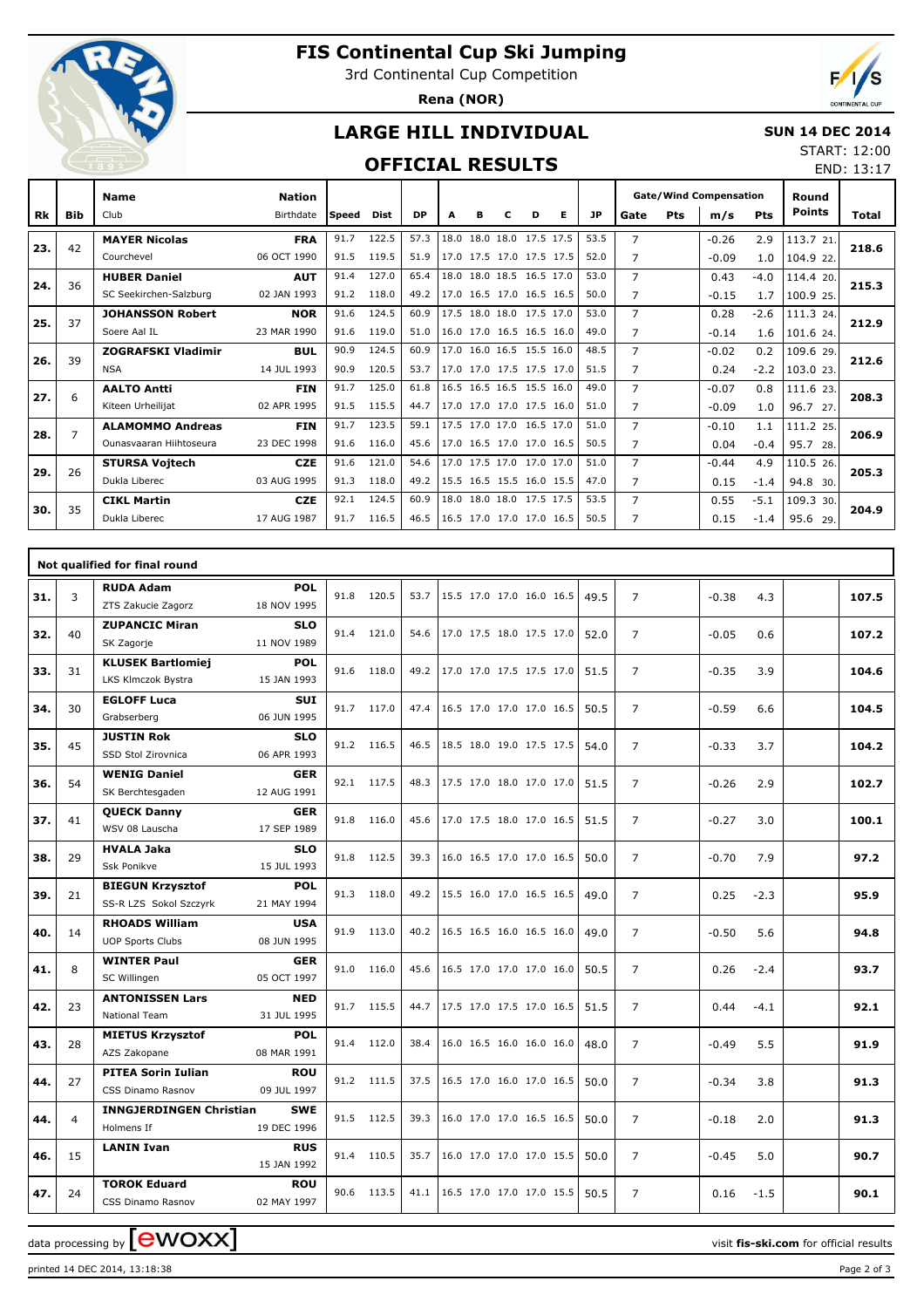# FIS Continental Cup Ski Jumping

3rd Continental Cup Competition

**Rena (NOR)**

## LARGE HILL INDIVIDUAL

**SUN 14 DEC 2014**

START: 12:00
END: 13:17

## OFFICIAL RESULTS

| Rk | Bib | Name / Club | Nation / Birthdate | Speed | Dist | DP | A | B | C | D | E | JP | Gate | Pts | m/s | Pts | Round Points | Total |
|---|---|---|---|---|---|---|---|---|---|---|---|---|---|---|---|---|---|---|
| 23. | 42 | **MAYER Nicolas** | **FRA** | 91.7 | 122.5 | 57.3 | 18.0 | 18.0 | 18.0 | 17.5 | 17.5 | 53.5 | 7 | | -0.26 | 2.9 | 113.7 21. | 218.6 |
| | | Courchevel | 06 OCT 1990 | 91.5 | 119.5 | 51.9 | 17.0 | 17.5 | 17.0 | 17.5 | 17.5 | 52.0 | 7 | | -0.09 | 1.0 | 104.9 22. | |
| 24. | 36 | **HUBER Daniel** | **AUT** | 91.4 | 127.0 | 65.4 | 18.0 | 18.0 | 18.5 | 16.5 | 17.0 | 53.0 | 7 | | 0.43 | -4.0 | 114.4 20. | 215.3 |
| | | SC Seekirchen-Salzburg | 02 JAN 1993 | 91.2 | 118.0 | 49.2 | 17.0 | 16.5 | 17.0 | 16.5 | 16.5 | 50.0 | 7 | | -0.15 | 1.7 | 100.9 25. | |
| 25. | 37 | **JOHANSSON Robert** | **NOR** | 91.6 | 124.5 | 60.9 | 17.5 | 18.0 | 18.0 | 17.5 | 17.0 | 53.0 | 7 | | 0.28 | -2.6 | 111.3 24. | 212.9 |
| | | Soere Aal IL | 23 MAR 1990 | 91.6 | 119.0 | 51.0 | 16.0 | 17.0 | 16.5 | 16.5 | 16.0 | 49.0 | 7 | | -0.14 | 1.6 | 101.6 24. | |
| 26. | 39 | **ZOGRAFSKI Vladimir** | **BUL** | 90.9 | 124.5 | 60.9 | 17.0 | 16.0 | 16.5 | 15.5 | 16.0 | 48.5 | 7 | | -0.02 | 0.2 | 109.6 29. | 212.6 |
| | | NSA | 14 JUL 1993 | 90.9 | 120.5 | 53.7 | 17.0 | 17.0 | 17.5 | 17.5 | 17.0 | 51.5 | 7 | | 0.24 | -2.2 | 103.0 23. | |
| 27. | 6 | **AALTO Antti** | **FIN** | 91.7 | 125.0 | 61.8 | 16.5 | 16.5 | 16.5 | 15.5 | 16.0 | 49.0 | 7 | | -0.07 | 0.8 | 111.6 23. | 208.3 |
| | | Kiteen Urheilijat | 02 APR 1995 | 91.5 | 115.5 | 44.7 | 17.0 | 17.0 | 17.0 | 17.5 | 16.0 | 51.0 | 7 | | -0.09 | 1.0 | 96.7 27. | |
| 28. | 7 | **ALAMOMMO Andreas** | **FIN** | 91.7 | 123.5 | 59.1 | 17.5 | 17.0 | 17.0 | 16.5 | 17.0 | 51.0 | 7 | | -0.10 | 1.1 | 111.2 25. | 206.9 |
| | | Ounasvaaran Hiihtoseura | 23 DEC 1998 | 91.6 | 116.0 | 45.6 | 17.0 | 16.5 | 17.0 | 17.0 | 16.5 | 50.5 | 7 | | 0.04 | -0.4 | 95.7 28. | |
| 29. | 26 | **STURSA Vojtech** | **CZE** | 91.6 | 121.0 | 54.6 | 17.0 | 17.5 | 17.0 | 17.0 | 17.0 | 51.0 | 7 | | -0.44 | 4.9 | 110.5 26. | 205.3 |
| | | Dukla Liberec | 03 AUG 1995 | 91.3 | 118.0 | 49.2 | 15.5 | 16.5 | 15.5 | 16.0 | 15.5 | 47.0 | 7 | | 0.15 | -1.4 | 94.8 30. | |
| 30. | 35 | **CIKL Martin** | **CZE** | 92.1 | 124.5 | 60.9 | 18.0 | 18.0 | 18.0 | 17.5 | 17.5 | 53.5 | 7 | | 0.55 | -5.1 | 109.3 30. | 204.9 |
| | | Dukla Liberec | 17 AUG 1987 | 91.7 | 116.5 | 46.5 | 16.5 | 17.0 | 17.0 | 17.0 | 16.5 | 50.5 | 7 | | 0.15 | -1.4 | 95.6 29. | |

### Not qualified for final round

| Rk | Bib | Name / Club | Nation / Birthdate | Speed | Dist | DP | A | B | C | D | E | JP | Gate | Pts | m/s | Pts | Round Points | Total |
|---|---|---|---|---|---|---|---|---|---|---|---|---|---|---|---|---|---|---|
| 31. | 3 | **RUDA Adam** / ZTS Zakucie Zagorz | **POL** / 18 NOV 1995 | 91.8 | 120.5 | 53.7 | 15.5 | 17.0 | 17.0 | 16.0 | 16.5 | 49.5 | 7 | | -0.38 | 4.3 | | 107.5 |
| 32. | 40 | **ZUPANCIC Miran** / SK Zagorje | **SLO** / 11 NOV 1989 | 91.4 | 121.0 | 54.6 | 17.0 | 17.5 | 18.0 | 17.5 | 17.0 | 52.0 | 7 | | -0.05 | 0.6 | | 107.2 |
| 33. | 31 | **KLUSEK Bartlomiej** / LKS Klmczok Bystra | **POL** / 15 JAN 1993 | 91.6 | 118.0 | 49.2 | 17.0 | 17.0 | 17.5 | 17.5 | 17.0 | 51.5 | 7 | | -0.35 | 3.9 | | 104.6 |
| 34. | 30 | **EGLOFF Luca** / Grabserberg | **SUI** / 06 JUN 1995 | 91.7 | 117.0 | 47.4 | 16.5 | 17.0 | 17.0 | 17.0 | 16.5 | 50.5 | 7 | | -0.59 | 6.6 | | 104.5 |
| 35. | 45 | **JUSTIN Rok** / SSD Stol Zirovnica | **SLO** / 06 APR 1993 | 91.2 | 116.5 | 46.5 | 18.5 | 18.0 | 19.0 | 17.5 | 17.5 | 54.0 | 7 | | -0.33 | 3.7 | | 104.2 |
| 36. | 54 | **WENIG Daniel** / SK Berchtesgaden | **GER** / 12 AUG 1991 | 92.1 | 117.5 | 48.3 | 17.5 | 17.0 | 18.0 | 17.0 | 17.0 | 51.5 | 7 | | -0.26 | 2.9 | | 102.7 |
| 37. | 41 | **QUECK Danny** / WSV 08 Lauscha | **GER** / 17 SEP 1989 | 91.8 | 116.0 | 45.6 | 17.0 | 17.5 | 18.0 | 17.0 | 16.5 | 51.5 | 7 | | -0.27 | 3.0 | | 100.1 |
| 38. | 29 | **HVALA Jaka** / Ssk Ponikve | **SLO** / 15 JUL 1993 | 91.8 | 112.5 | 39.3 | 16.0 | 16.5 | 17.0 | 17.0 | 16.5 | 50.0 | 7 | | -0.70 | 7.9 | | 97.2 |
| 39. | 21 | **BIEGUN Krzysztof** / SS-R LZS Sokol Szczyrk | **POL** / 21 MAY 1994 | 91.3 | 118.0 | 49.2 | 15.5 | 16.0 | 17.0 | 16.5 | 16.5 | 49.0 | 7 | | 0.25 | -2.3 | | 95.9 |
| 40. | 14 | **RHOADS William** / UOP Sports Clubs | **USA** / 08 JUN 1995 | 91.9 | 113.0 | 40.2 | 16.5 | 16.5 | 16.0 | 16.5 | 16.0 | 49.0 | 7 | | -0.50 | 5.6 | | 94.8 |
| 41. | 8 | **WINTER Paul** / SC Willingen | **GER** / 05 OCT 1997 | 91.0 | 116.0 | 45.6 | 16.5 | 17.0 | 17.0 | 17.0 | 16.0 | 50.5 | 7 | | 0.26 | -2.4 | | 93.7 |
| 42. | 23 | **ANTONISSEN Lars** / National Team | **NED** / 31 JUL 1995 | 91.7 | 115.5 | 44.7 | 17.5 | 17.0 | 17.5 | 17.0 | 16.5 | 51.5 | 7 | | 0.44 | -4.1 | | 92.1 |
| 43. | 28 | **MIETUS Krzysztof** / AZS Zakopane | **POL** / 08 MAR 1991 | 91.4 | 112.0 | 38.4 | 16.0 | 16.5 | 16.0 | 16.0 | 16.0 | 48.0 | 7 | | -0.49 | 5.5 | | 91.9 |
| 44. | 27 | **PITEA Sorin Iulian** / CSS Dinamo Rasnov | **ROU** / 09 JUL 1997 | 91.2 | 111.5 | 37.5 | 16.5 | 17.0 | 16.0 | 17.0 | 16.5 | 50.0 | 7 | | -0.34 | 3.8 | | 91.3 |
| 44. | 4 | **INNGJERDINGEN Christian** / Holmens If | **SWE** / 19 DEC 1996 | 91.5 | 112.5 | 39.3 | 16.0 | 17.0 | 17.0 | 16.5 | 16.5 | 50.0 | 7 | | -0.18 | 2.0 | | 91.3 |
| 46. | 15 | **LANIN Ivan** | **RUS** / 15 JAN 1992 | 91.4 | 110.5 | 35.7 | 16.0 | 17.0 | 17.0 | 17.0 | 15.5 | 50.0 | 7 | | -0.45 | 5.0 | | 90.7 |
| 47. | 24 | **TOROK Eduard** / CSS Dinamo Rasnov | **ROU** / 02 MAY 1997 | 90.6 | 113.5 | 41.1 | 16.5 | 17.0 | 17.0 | 17.0 | 15.5 | 50.5 | 7 | | 0.16 | -1.5 | | 90.1 |

data processing by ewoxx — visit **fis-ski.com** for official results

printed 14 DEC 2014, 13:18:38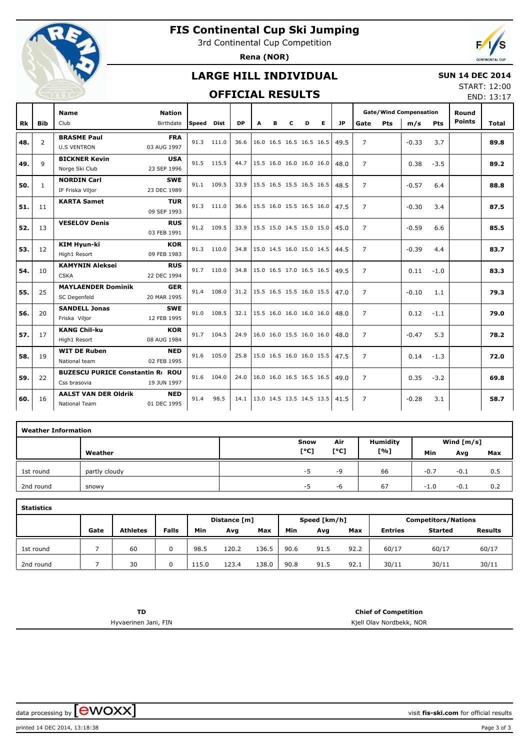# FIS Continental Cup Ski Jumping

3rd Continental Cup Competition

**Rena (NOR)**

## LARGE HILL INDIVIDUAL

## OFFICIAL RESULTS

**SUN 14 DEC 2014**

START: 12:00

END: 13:17

| Rk | Bib | Name / Club | Nation / Birthdate | Speed | Dist | DP | A | B | C | D | E | JP | Gate | Pts | m/s | Pts | Round Points | Total |
|---|---|---|---|---|---|---|---|---|---|---|---|---|---|---|---|---|---|---|
| 48. | 2 | **BRASME Paul** U.S VENTRON | **FRA** 03 AUG 1997 | 91.3 | 111.0 | 36.6 | 16.0 | 16.5 | 16.5 | 16.5 | 16.5 | 49.5 | 7 | | -0.33 | 3.7 | | **89.8** |
| 49. | 9 | **BICKNER Kevin** Norge Ski Club | **USA** 23 SEP 1996 | 91.5 | 115.5 | 44.7 | 15.5 | 16.0 | 16.0 | 16.0 | 16.0 | 48.0 | 7 | | 0.38 | -3.5 | | **89.2** |
| 50. | 1 | **NORDIN Carl** IF Friska Viljor | **SWE** 23 DEC 1989 | 91.1 | 109.5 | 33.9 | 15.5 | 16.5 | 15.5 | 16.5 | 16.5 | 48.5 | 7 | | -0.57 | 6.4 | | **88.8** |
| 51. | 11 | **KARTA Samet** | **TUR** 09 SEP 1993 | 91.3 | 111.0 | 36.6 | 15.5 | 16.0 | 15.5 | 16.5 | 16.0 | 47.5 | 7 | | -0.30 | 3.4 | | **87.5** |
| 52. | 13 | **VESELOV Denis** | **RUS** 03 FEB 1991 | 91.2 | 109.5 | 33.9 | 15.5 | 15.0 | 14.5 | 15.0 | 15.0 | 45.0 | 7 | | -0.59 | 6.6 | | **85.5** |
| 53. | 12 | **KIM Hyun-ki** High1 Resort | **KOR** 09 FEB 1983 | 91.3 | 110.0 | 34.8 | 15.0 | 14.5 | 16.0 | 15.0 | 14.5 | 44.5 | 7 | | -0.39 | 4.4 | | **83.7** |
| 54. | 10 | **KAMYNIN Aleksei** CSKA | **RUS** 22 DEC 1994 | 91.7 | 110.0 | 34.8 | 15.0 | 16.5 | 17.0 | 16.5 | 16.5 | 49.5 | 7 | | 0.11 | -1.0 | | **83.3** |
| 55. | 25 | **MAYLAENDER Dominik** SC Degenfeld | **GER** 20 MAR 1995 | 91.4 | 108.0 | 31.2 | 15.5 | 16.5 | 15.5 | 16.0 | 15.5 | 47.0 | 7 | | -0.10 | 1.1 | | **79.3** |
| 56. | 20 | **SANDELL Jonas** Friska Viljor | **SWE** 12 FEB 1995 | 91.0 | 108.5 | 32.1 | 15.5 | 16.0 | 16.0 | 16.0 | 16.0 | 48.0 | 7 | | 0.12 | -1.1 | | **79.0** |
| 57. | 17 | **KANG Chil-ku** High1 Resort | **KOR** 08 AUG 1984 | 91.7 | 104.5 | 24.9 | 16.0 | 16.0 | 15.5 | 16.0 | 16.0 | 48.0 | 7 | | -0.47 | 5.3 | | **78.2** |
| 58. | 19 | **WIT DE Ruben** National team | **NED** 02 FEB 1995 | 91.6 | 105.0 | 25.8 | 15.0 | 16.5 | 16.0 | 16.0 | 15.5 | 47.5 | 7 | | 0.14 | -1.3 | | **72.0** |
| 59. | 22 | **BUZESCU PURICE Constantin R** Css brasovia | **ROU** 19 JUN 1997 | 91.6 | 104.0 | 24.0 | 16.0 | 16.0 | 16.5 | 16.5 | 16.5 | 49.0 | 7 | | 0.35 | -3.2 | | **69.8** |
| 60. | 16 | **AALST VAN DER Oldrik** National Team | **NED** 01 DEC 1995 | 91.4 | 98.5 | 14.1 | 13.0 | 14.5 | 13.5 | 14.5 | 13.5 | 41.5 | 7 | | -0.28 | 3.1 | | **58.7** |

### Weather Information

| | Weather | Snow [°C] | Air [°C] | Humidity [%] | Wind [m/s] Min | Avg | Max |
|---|---|---|---|---|---|---|---|
| 1st round | partly cloudy | -5 | -9 | 66 | -0.7 | -0.1 | 0.5 |
| 2nd round | snowy | -5 | -6 | 67 | -1.0 | -0.1 | 0.2 |

### Statistics

| | Gate | Athletes | Falls | Distance [m] Min | Avg | Max | Speed [km/h] Min | Avg | Max | Competitors/Nations Entries | Started | Results |
|---|---|---|---|---|---|---|---|---|---|---|---|---|
| 1st round | 7 | 60 | 0 | 98.5 | 120.2 | 136.5 | 90.6 | 91.5 | 92.2 | 60/17 | 60/17 | 60/17 |
| 2nd round | 7 | 30 | 0 | 115.0 | 123.4 | 138.0 | 90.8 | 91.5 | 92.1 | 30/11 | 30/11 | 30/11 |

**TD**
Hyvaerinen Jani, FIN

**Chief of Competition**
Kjell Olav Nordbekk, NOR

data processing by ewoxx — visit **fis-ski.com** for official results

printed 14 DEC 2014, 13:18:38